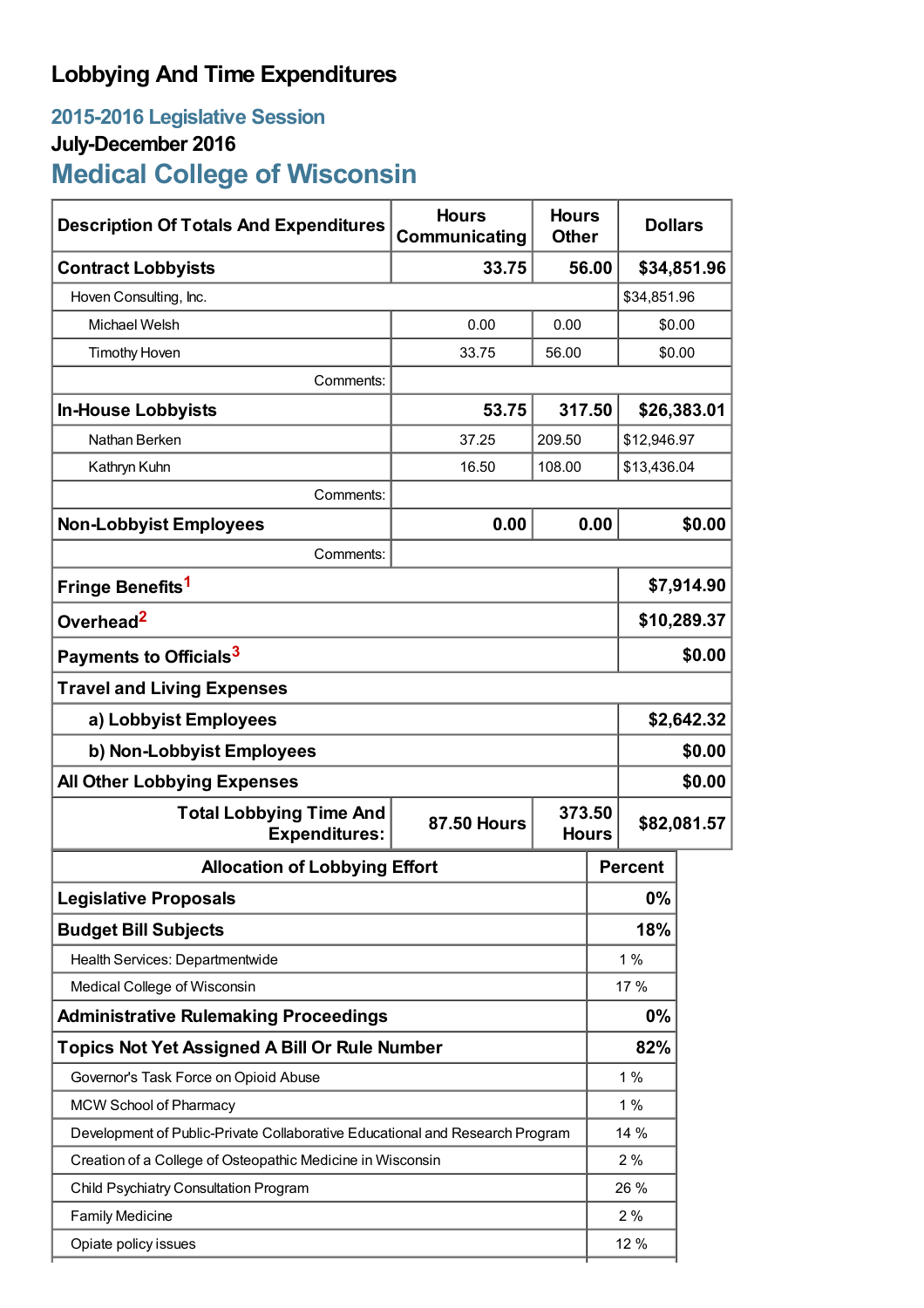# Lobbying And Time Expenditures

## 2015-2016 Legislative Session

### July-December 2016

## Medical College of Wisconsin

| Description Of Totals And Expenditures | Hours Communicating | Hours Other | Dollars |
|---|---|---|---|
| **Contract Lobbyists** | **33.75** | **56.00** | **$34,851.96** |
| Hoven Consulting, Inc. | | | $34,851.96 |
| Michael Welsh | 0.00 | 0.00 | $0.00 |
| Timothy Hoven | 33.75 | 56.00 | $0.00 |
| Comments: | | | |
| **In-House Lobbyists** | **53.75** | **317.50** | **$26,383.01** |
| Nathan Berken | 37.25 | 209.50 | $12,946.97 |
| Kathryn Kuhn | 16.50 | 108.00 | $13,436.04 |
| Comments: | | | |
| **Non-Lobbyist Employees** | **0.00** | **0.00** | **$0.00** |
| Comments: | | | |
| **Fringe Benefits**[1] | | | **$7,914.90** |
| **Overhead**[2] | | | **$10,289.37** |
| **Payments to Officials**[3] | | | **$0.00** |
| **Travel and Living Expenses** | | | |
| **a) Lobbyist Employees** | | | **$2,642.32** |
| **b) Non-Lobbyist Employees** | | | **$0.00** |
| **All Other Lobbying Expenses** | | | **$0.00** |
| **Total Lobbying Time And Expenditures:** | **87.50 Hours** | **373.50 Hours** | **$82,081.57** |

| Allocation of Lobbying Effort | Percent |
|---|---|
| **Legislative Proposals** | **0%** |
| **Budget Bill Subjects** | **18%** |
| Health Services: Departmentwide | 1 % |
| Medical College of Wisconsin | 17 % |
| **Administrative Rulemaking Proceedings** | **0%** |
| **Topics Not Yet Assigned A Bill Or Rule Number** | **82%** |
| Governor's Task Force on Opioid Abuse | 1 % |
| MCW School of Pharmacy | 1 % |
| Development of Public-Private Collaborative Educational and Research Program | 14 % |
| Creation of a College of Osteopathic Medicine in Wisconsin | 2 % |
| Child Psychiatry Consultation Program | 26 % |
| Family Medicine | 2 % |
| Opiate policy issues | 12 % |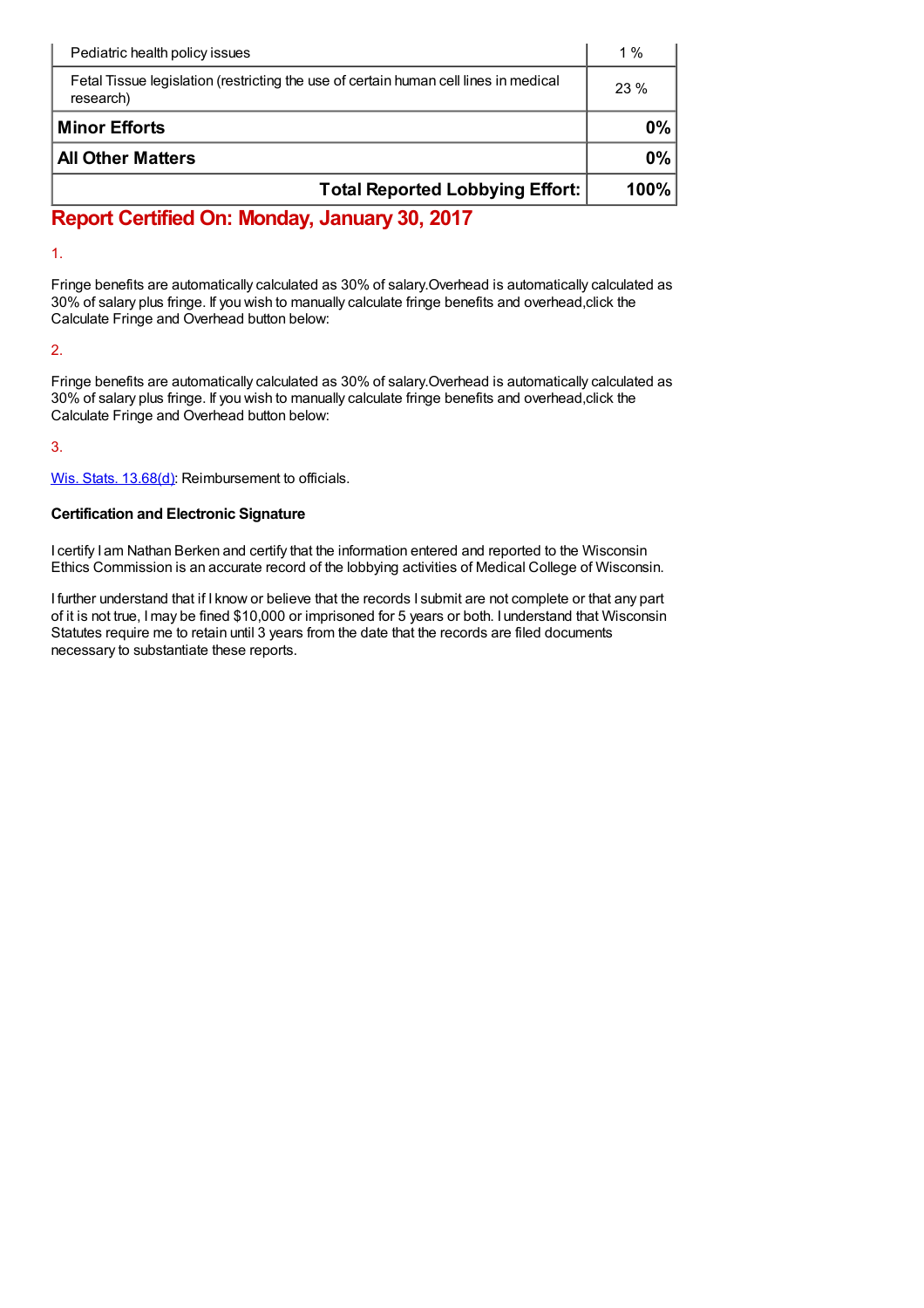| | |
|---|---|
| Pediatric health policy issues | 1 % |
| Fetal Tissue legislation (restricting the use of certain human cell lines in medical research) | 23 % |
| **Minor Efforts** | **0%** |
| **All Other Matters** | **0%** |
| **Total Reported Lobbying Effort:** | **100%** |

## Report Certified On: Monday, January 30, 2017

1.

Fringe benefits are automatically calculated as 30% of salary.Overhead is automatically calculated as 30% of salary plus fringe. If you wish to manually calculate fringe benefits and overhead,click the Calculate Fringe and Overhead button below:

2.

Fringe benefits are automatically calculated as 30% of salary.Overhead is automatically calculated as 30% of salary plus fringe. If you wish to manually calculate fringe benefits and overhead,click the Calculate Fringe and Overhead button below:

3.

Wis. Stats. 13.68(d): Reimbursement to officials.

**Certification and Electronic Signature**

I certify I am Nathan Berken and certify that the information entered and reported to the Wisconsin Ethics Commission is an accurate record of the lobbying activities of Medical College of Wisconsin.

I further understand that if I know or believe that the records I submit are not complete or that any part of it is not true, I may be fined $10,000 or imprisoned for 5 years or both. I understand that Wisconsin Statutes require me to retain until 3 years from the date that the records are filed documents necessary to substantiate these reports.